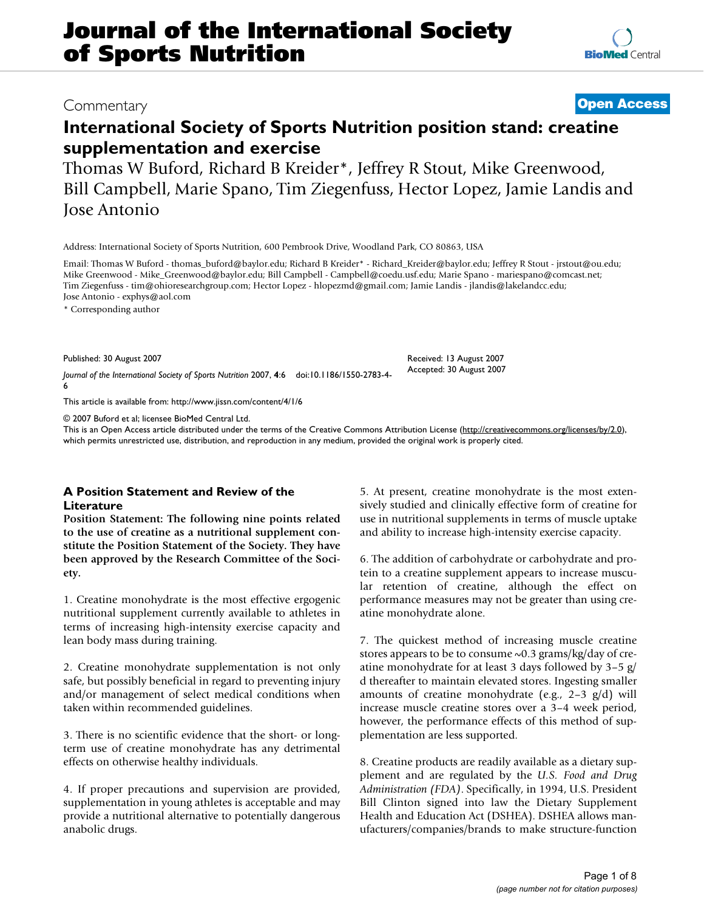# Journal of the International Society of Sports Nutrition

Commentary

**Open Access**

# International Society of Sports Nutrition position stand: creatine supplementation and exercise

Thomas W Buford, Richard B Kreider*, Jeffrey R Stout, Mike Greenwood, Bill Campbell, Marie Spano, Tim Ziegenfuss, Hector Lopez, Jamie Landis and Jose Antonio

Address: International Society of Sports Nutrition, 600 Pembrook Drive, Woodland Park, CO 80863, USA

Email: Thomas W Buford - thomas_buford@baylor.edu; Richard B Kreider* - Richard_Kreider@baylor.edu; Jeffrey R Stout - jrstout@ou.edu; Mike Greenwood - Mike_Greenwood@baylor.edu; Bill Campbell - Campbell@coedu.usf.edu; Marie Spano - mariespano@comcast.net; Tim Ziegenfuss - tim@ohioresearchgroup.com; Hector Lopez - hlopezmd@gmail.com; Jamie Landis - jlandis@lakelandcc.edu; Jose Antonio - exphys@aol.com

* Corresponding author

Published: 30 August 2007

Received: 13 August 2007
Accepted: 30 August 2007

*Journal of the International Society of Sports Nutrition* 2007, **4**:6 doi:10.1186/1550-2783-4-6

This article is available from: http://www.jissn.com/content/4/1/6

© 2007 Buford et al; licensee BioMed Central Ltd.
This is an Open Access article distributed under the terms of the Creative Commons Attribution License (http://creativecommons.org/licenses/by/2.0), which permits unrestricted use, distribution, and reproduction in any medium, provided the original work is properly cited.

## A Position Statement and Review of the Literature

**Position Statement: The following nine points related to the use of creatine as a nutritional supplement constitute the Position Statement of the Society. They have been approved by the Research Committee of the Society.**

1. Creatine monohydrate is the most effective ergogenic nutritional supplement currently available to athletes in terms of increasing high-intensity exercise capacity and lean body mass during training.

2. Creatine monohydrate supplementation is not only safe, but possibly beneficial in regard to preventing injury and/or management of select medical conditions when taken within recommended guidelines.

3. There is no scientific evidence that the short- or long-term use of creatine monohydrate has any detrimental effects on otherwise healthy individuals.

4. If proper precautions and supervision are provided, supplementation in young athletes is acceptable and may provide a nutritional alternative to potentially dangerous anabolic drugs.

5. At present, creatine monohydrate is the most extensively studied and clinically effective form of creatine for use in nutritional supplements in terms of muscle uptake and ability to increase high-intensity exercise capacity.

6. The addition of carbohydrate or carbohydrate and protein to a creatine supplement appears to increase muscular retention of creatine, although the effect on performance measures may not be greater than using creatine monohydrate alone.

7. The quickest method of increasing muscle creatine stores appears to be to consume ~0.3 grams/kg/day of creatine monohydrate for at least 3 days followed by 3–5 g/d thereafter to maintain elevated stores. Ingesting smaller amounts of creatine monohydrate (e.g., 2–3 g/d) will increase muscle creatine stores over a 3–4 week period, however, the performance effects of this method of supplementation are less supported.

8. Creatine products are readily available as a dietary supplement and are regulated by the *U.S. Food and Drug Administration (FDA)*. Specifically, in 1994, U.S. President Bill Clinton signed into law the Dietary Supplement Health and Education Act (DSHEA). DSHEA allows manufacturers/companies/brands to make structure-function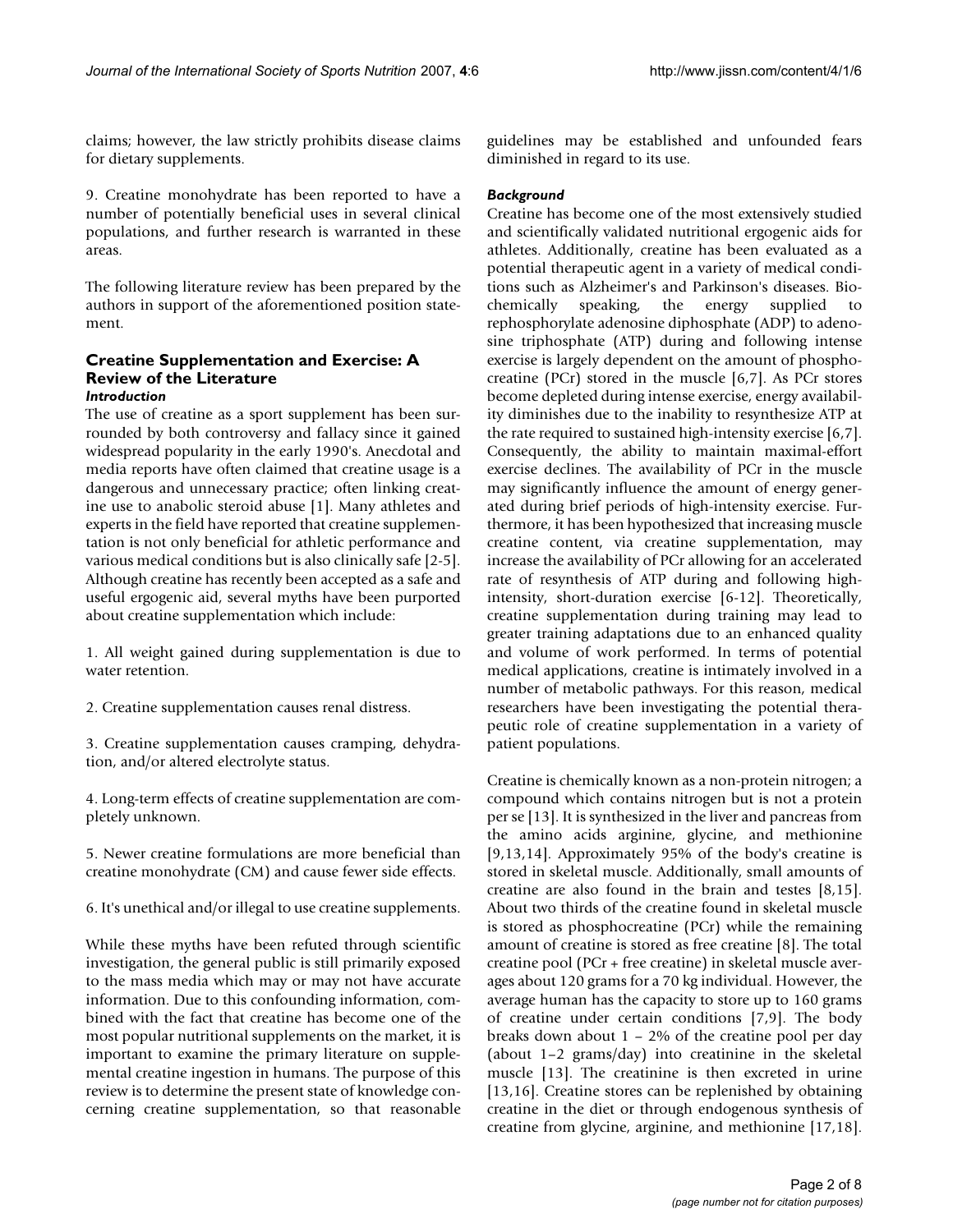claims; however, the law strictly prohibits disease claims for dietary supplements.

9. Creatine monohydrate has been reported to have a number of potentially beneficial uses in several clinical populations, and further research is warranted in these areas.

The following literature review has been prepared by the authors in support of the aforementioned position statement.

## Creatine Supplementation and Exercise: A Review of the Literature

### *Introduction*

The use of creatine as a sport supplement has been surrounded by both controversy and fallacy since it gained widespread popularity in the early 1990's. Anecdotal and media reports have often claimed that creatine usage is a dangerous and unnecessary practice; often linking creatine use to anabolic steroid abuse [1]. Many athletes and experts in the field have reported that creatine supplementation is not only beneficial for athletic performance and various medical conditions but is also clinically safe [2-5]. Although creatine has recently been accepted as a safe and useful ergogenic aid, several myths have been purported about creatine supplementation which include:

1. All weight gained during supplementation is due to water retention.

2. Creatine supplementation causes renal distress.

3. Creatine supplementation causes cramping, dehydration, and/or altered electrolyte status.

4. Long-term effects of creatine supplementation are completely unknown.

5. Newer creatine formulations are more beneficial than creatine monohydrate (CM) and cause fewer side effects.

6. It's unethical and/or illegal to use creatine supplements.

While these myths have been refuted through scientific investigation, the general public is still primarily exposed to the mass media which may or may not have accurate information. Due to this confounding information, combined with the fact that creatine has become one of the most popular nutritional supplements on the market, it is important to examine the primary literature on supplemental creatine ingestion in humans. The purpose of this review is to determine the present state of knowledge concerning creatine supplementation, so that reasonable guidelines may be established and unfounded fears diminished in regard to its use.

### *Background*

Creatine has become one of the most extensively studied and scientifically validated nutritional ergogenic aids for athletes. Additionally, creatine has been evaluated as a potential therapeutic agent in a variety of medical conditions such as Alzheimer's and Parkinson's diseases. Biochemically speaking, the energy supplied to rephosphorylate adenosine diphosphate (ADP) to adenosine triphosphate (ATP) during and following intense exercise is largely dependent on the amount of phosphocreatine (PCr) stored in the muscle [6,7]. As PCr stores become depleted during intense exercise, energy availability diminishes due to the inability to resynthesize ATP at the rate required to sustained high-intensity exercise [6,7]. Consequently, the ability to maintain maximal-effort exercise declines. The availability of PCr in the muscle may significantly influence the amount of energy generated during brief periods of high-intensity exercise. Furthermore, it has been hypothesized that increasing muscle creatine content, via creatine supplementation, may increase the availability of PCr allowing for an accelerated rate of resynthesis of ATP during and following high-intensity, short-duration exercise [6-12]. Theoretically, creatine supplementation during training may lead to greater training adaptations due to an enhanced quality and volume of work performed. In terms of potential medical applications, creatine is intimately involved in a number of metabolic pathways. For this reason, medical researchers have been investigating the potential therapeutic role of creatine supplementation in a variety of patient populations.

Creatine is chemically known as a non-protein nitrogen; a compound which contains nitrogen but is not a protein per se [13]. It is synthesized in the liver and pancreas from the amino acids arginine, glycine, and methionine [9,13,14]. Approximately 95% of the body's creatine is stored in skeletal muscle. Additionally, small amounts of creatine are also found in the brain and testes [8,15]. About two thirds of the creatine found in skeletal muscle is stored as phosphocreatine (PCr) while the remaining amount of creatine is stored as free creatine [8]. The total creatine pool (PCr + free creatine) in skeletal muscle averages about 120 grams for a 70 kg individual. However, the average human has the capacity to store up to 160 grams of creatine under certain conditions [7,9]. The body breaks down about 1 – 2% of the creatine pool per day (about 1–2 grams/day) into creatinine in the skeletal muscle [13]. The creatinine is then excreted in urine [13,16]. Creatine stores can be replenished by obtaining creatine in the diet or through endogenous synthesis of creatine from glycine, arginine, and methionine [17,18].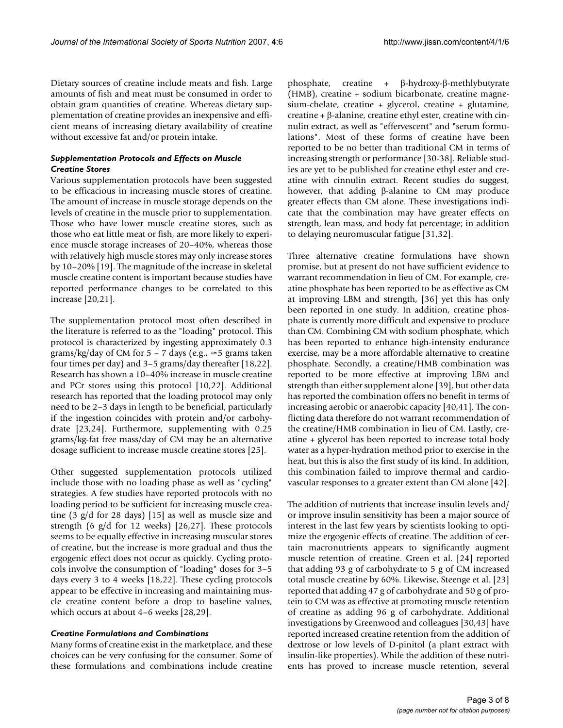Dietary sources of creatine include meats and fish. Large amounts of fish and meat must be consumed in order to obtain gram quantities of creatine. Whereas dietary supplementation of creatine provides an inexpensive and efficient means of increasing dietary availability of creatine without excessive fat and/or protein intake.

### *Supplementation Protocols and Effects on Muscle Creatine Stores*

Various supplementation protocols have been suggested to be efficacious in increasing muscle stores of creatine. The amount of increase in muscle storage depends on the levels of creatine in the muscle prior to supplementation. Those who have lower muscle creatine stores, such as those who eat little meat or fish, are more likely to experience muscle storage increases of 20–40%, whereas those with relatively high muscle stores may only increase stores by 10–20% [19]. The magnitude of the increase in skeletal muscle creatine content is important because studies have reported performance changes to be correlated to this increase [20,21].

The supplementation protocol most often described in the literature is referred to as the "loading" protocol. This protocol is characterized by ingesting approximately 0.3 grams/kg/day of CM for 5 – 7 days (e.g., ≈5 grams taken four times per day) and 3–5 grams/day thereafter [18,22]. Research has shown a 10–40% increase in muscle creatine and PCr stores using this protocol [10,22]. Additional research has reported that the loading protocol may only need to be 2–3 days in length to be beneficial, particularly if the ingestion coincides with protein and/or carbohydrate [23,24]. Furthermore, supplementing with 0.25 grams/kg-fat free mass/day of CM may be an alternative dosage sufficient to increase muscle creatine stores [25].

Other suggested supplementation protocols utilized include those with no loading phase as well as "cycling" strategies. A few studies have reported protocols with no loading period to be sufficient for increasing muscle creatine (3 g/d for 28 days) [15] as well as muscle size and strength (6 g/d for 12 weeks) [26,27]. These protocols seems to be equally effective in increasing muscular stores of creatine, but the increase is more gradual and thus the ergogenic effect does not occur as quickly. Cycling protocols involve the consumption of "loading" doses for 3–5 days every 3 to 4 weeks [18,22]. These cycling protocols appear to be effective in increasing and maintaining muscle creatine content before a drop to baseline values, which occurs at about 4–6 weeks [28,29].

### *Creatine Formulations and Combinations*

Many forms of creatine exist in the marketplace, and these choices can be very confusing for the consumer. Some of these formulations and combinations include creatine phosphate, creatine + β-hydroxy-β-methlybutyrate (HMB), creatine + sodium bicarbonate, creatine magnesium-chelate, creatine + glycerol, creatine + glutamine, creatine + β-alanine, creatine ethyl ester, creatine with cinnulin extract, as well as "effervescent" and "serum formulations". Most of these forms of creatine have been reported to be no better than traditional CM in terms of increasing strength or performance [30-38]. Reliable studies are yet to be published for creatine ethyl ester and creatine with cinnulin extract. Recent studies do suggest, however, that adding β-alanine to CM may produce greater effects than CM alone. These investigations indicate that the combination may have greater effects on strength, lean mass, and body fat percentage; in addition to delaying neuromuscular fatigue [31,32].

Three alternative creatine formulations have shown promise, but at present do not have sufficient evidence to warrant recommendation in lieu of CM. For example, creatine phosphate has been reported to be as effective as CM at improving LBM and strength, [36] yet this has only been reported in one study. In addition, creatine phosphate is currently more difficult and expensive to produce than CM. Combining CM with sodium phosphate, which has been reported to enhance high-intensity endurance exercise, may be a more affordable alternative to creatine phosphate. Secondly, a creatine/HMB combination was reported to be more effective at improving LBM and strength than either supplement alone [39], but other data has reported the combination offers no benefit in terms of increasing aerobic or anaerobic capacity [40,41]. The conflicting data therefore do not warrant recommendation of the creatine/HMB combination in lieu of CM. Lastly, creatine + glycerol has been reported to increase total body water as a hyper-hydration method prior to exercise in the heat, but this is also the first study of its kind. In addition, this combination failed to improve thermal and cardiovascular responses to a greater extent than CM alone [42].

The addition of nutrients that increase insulin levels and/or improve insulin sensitivity has been a major source of interest in the last few years by scientists looking to optimize the ergogenic effects of creatine. The addition of certain macronutrients appears to significantly augment muscle retention of creatine. Green et al. [24] reported that adding 93 g of carbohydrate to 5 g of CM increased total muscle creatine by 60%. Likewise, Steenge et al. [23] reported that adding 47 g of carbohydrate and 50 g of protein to CM was as effective at promoting muscle retention of creatine as adding 96 g of carbohydrate. Additional investigations by Greenwood and colleagues [30,43] have reported increased creatine retention from the addition of dextrose or low levels of D-pinitol (a plant extract with insulin-like properties). While the addition of these nutrients has proved to increase muscle retention, several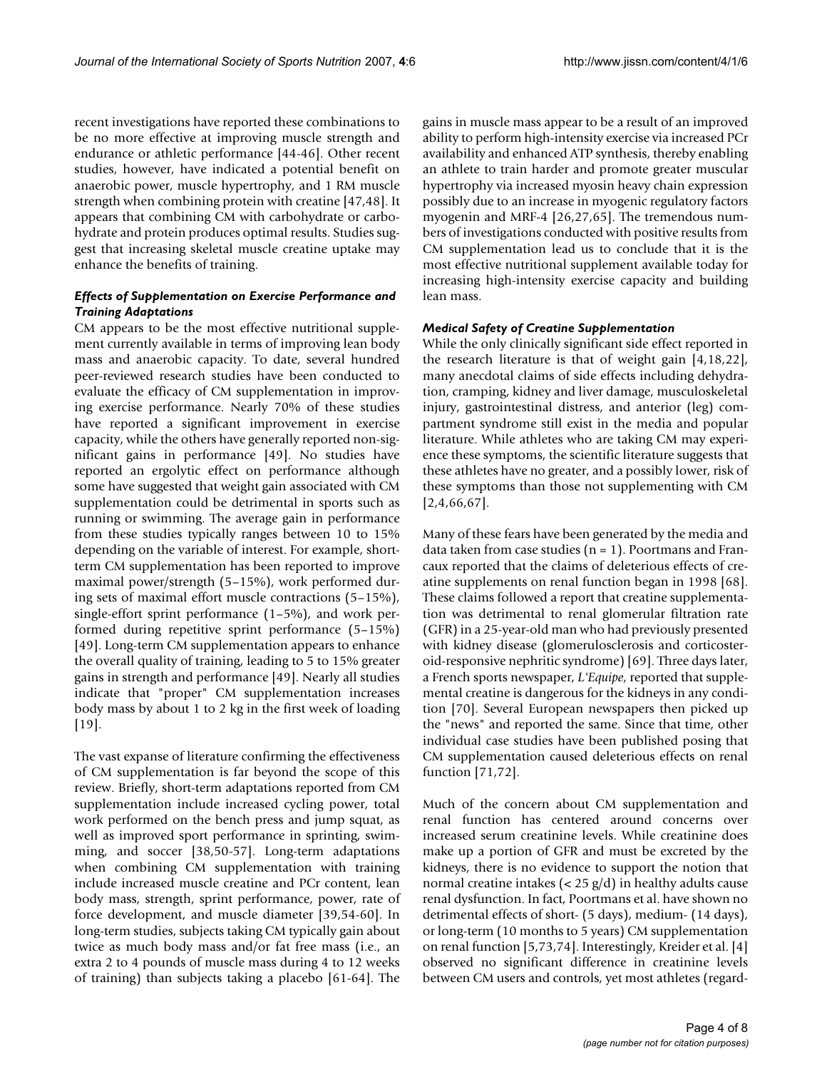recent investigations have reported these combinations to be no more effective at improving muscle strength and endurance or athletic performance [44-46]. Other recent studies, however, have indicated a potential benefit on anaerobic power, muscle hypertrophy, and 1 RM muscle strength when combining protein with creatine [47,48]. It appears that combining CM with carbohydrate or carbohydrate and protein produces optimal results. Studies suggest that increasing skeletal muscle creatine uptake may enhance the benefits of training.

### *Effects of Supplementation on Exercise Performance and Training Adaptations*

CM appears to be the most effective nutritional supplement currently available in terms of improving lean body mass and anaerobic capacity. To date, several hundred peer-reviewed research studies have been conducted to evaluate the efficacy of CM supplementation in improving exercise performance. Nearly 70% of these studies have reported a significant improvement in exercise capacity, while the others have generally reported non-significant gains in performance [49]. No studies have reported an ergolytic effect on performance although some have suggested that weight gain associated with CM supplementation could be detrimental in sports such as running or swimming. The average gain in performance from these studies typically ranges between 10 to 15% depending on the variable of interest. For example, short-term CM supplementation has been reported to improve maximal power/strength (5–15%), work performed during sets of maximal effort muscle contractions (5–15%), single-effort sprint performance (1–5%), and work performed during repetitive sprint performance (5–15%) [49]. Long-term CM supplementation appears to enhance the overall quality of training, leading to 5 to 15% greater gains in strength and performance [49]. Nearly all studies indicate that "proper" CM supplementation increases body mass by about 1 to 2 kg in the first week of loading [19].

The vast expanse of literature confirming the effectiveness of CM supplementation is far beyond the scope of this review. Briefly, short-term adaptations reported from CM supplementation include increased cycling power, total work performed on the bench press and jump squat, as well as improved sport performance in sprinting, swimming, and soccer [38,50-57]. Long-term adaptations when combining CM supplementation with training include increased muscle creatine and PCr content, lean body mass, strength, sprint performance, power, rate of force development, and muscle diameter [39,54-60]. In long-term studies, subjects taking CM typically gain about twice as much body mass and/or fat free mass (i.e., an extra 2 to 4 pounds of muscle mass during 4 to 12 weeks of training) than subjects taking a placebo [61-64]. The gains in muscle mass appear to be a result of an improved ability to perform high-intensity exercise via increased PCr availability and enhanced ATP synthesis, thereby enabling an athlete to train harder and promote greater muscular hypertrophy via increased myosin heavy chain expression possibly due to an increase in myogenic regulatory factors myogenin and MRF-4 [26,27,65]. The tremendous numbers of investigations conducted with positive results from CM supplementation lead us to conclude that it is the most effective nutritional supplement available today for increasing high-intensity exercise capacity and building lean mass.

### *Medical Safety of Creatine Supplementation*

While the only clinically significant side effect reported in the research literature is that of weight gain [4,18,22], many anecdotal claims of side effects including dehydration, cramping, kidney and liver damage, musculoskeletal injury, gastrointestinal distress, and anterior (leg) compartment syndrome still exist in the media and popular literature. While athletes who are taking CM may experience these symptoms, the scientific literature suggests that these athletes have no greater, and a possibly lower, risk of these symptoms than those not supplementing with CM [2,4,66,67].

Many of these fears have been generated by the media and data taken from case studies (n = 1). Poortmans and Francaux reported that the claims of deleterious effects of creatine supplements on renal function began in 1998 [68]. These claims followed a report that creatine supplementation was detrimental to renal glomerular filtration rate (GFR) in a 25-year-old man who had previously presented with kidney disease (glomerulosclerosis and corticosteroid-responsive nephritic syndrome) [69]. Three days later, a French sports newspaper, *L'Equipe*, reported that supplemental creatine is dangerous for the kidneys in any condition [70]. Several European newspapers then picked up the "news" and reported the same. Since that time, other individual case studies have been published posing that CM supplementation caused deleterious effects on renal function [71,72].

Much of the concern about CM supplementation and renal function has centered around concerns over increased serum creatinine levels. While creatinine does make up a portion of GFR and must be excreted by the kidneys, there is no evidence to support the notion that normal creatine intakes (< 25 g/d) in healthy adults cause renal dysfunction. In fact, Poortmans et al. have shown no detrimental effects of short- (5 days), medium- (14 days), or long-term (10 months to 5 years) CM supplementation on renal function [5,73,74]. Interestingly, Kreider et al. [4] observed no significant difference in creatinine levels between CM users and controls, yet most athletes (regard-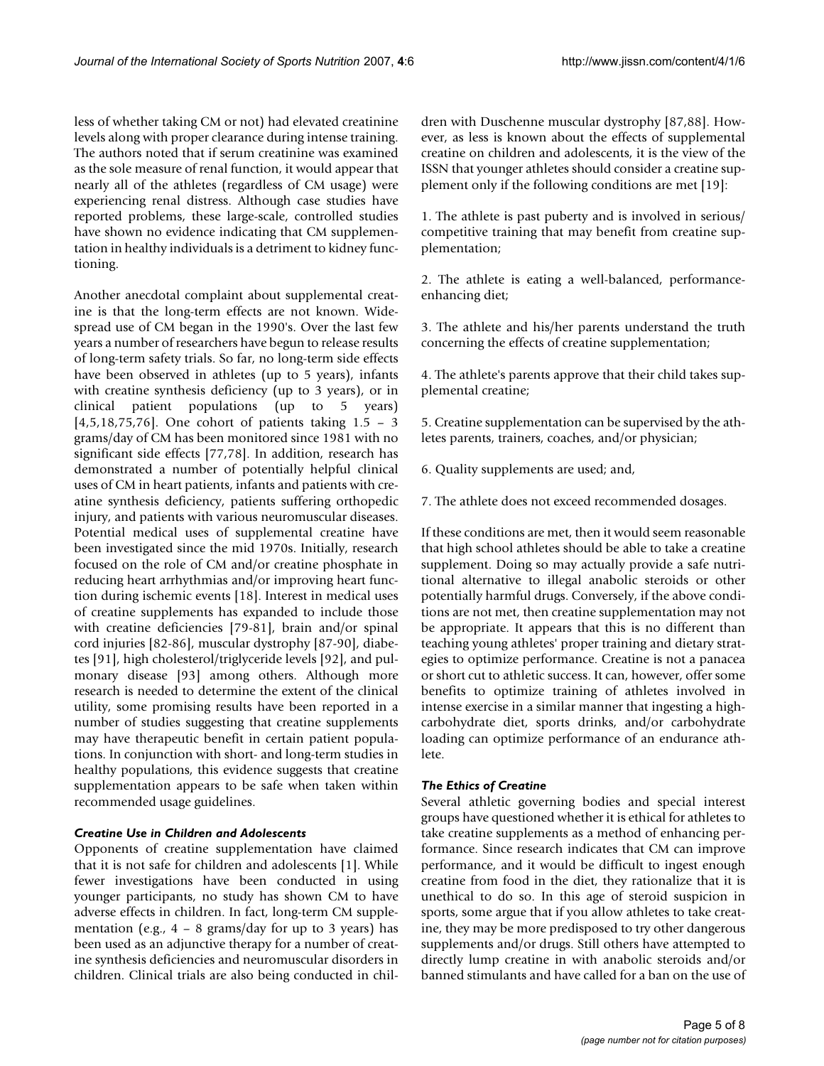less of whether taking CM or not) had elevated creatinine levels along with proper clearance during intense training. The authors noted that if serum creatinine was examined as the sole measure of renal function, it would appear that nearly all of the athletes (regardless of CM usage) were experiencing renal distress. Although case studies have reported problems, these large-scale, controlled studies have shown no evidence indicating that CM supplementation in healthy individuals is a detriment to kidney functioning.

Another anecdotal complaint about supplemental creatine is that the long-term effects are not known. Widespread use of CM began in the 1990's. Over the last few years a number of researchers have begun to release results of long-term safety trials. So far, no long-term side effects have been observed in athletes (up to 5 years), infants with creatine synthesis deficiency (up to 3 years), or in clinical patient populations (up to 5 years) [4,5,18,75,76]. One cohort of patients taking 1.5 – 3 grams/day of CM has been monitored since 1981 with no significant side effects [77,78]. In addition, research has demonstrated a number of potentially helpful clinical uses of CM in heart patients, infants and patients with creatine synthesis deficiency, patients suffering orthopedic injury, and patients with various neuromuscular diseases. Potential medical uses of supplemental creatine have been investigated since the mid 1970s. Initially, research focused on the role of CM and/or creatine phosphate in reducing heart arrhythmias and/or improving heart function during ischemic events [18]. Interest in medical uses of creatine supplements has expanded to include those with creatine deficiencies [79-81], brain and/or spinal cord injuries [82-86], muscular dystrophy [87-90], diabetes [91], high cholesterol/triglyceride levels [92], and pulmonary disease [93] among others. Although more research is needed to determine the extent of the clinical utility, some promising results have been reported in a number of studies suggesting that creatine supplements may have therapeutic benefit in certain patient populations. In conjunction with short- and long-term studies in healthy populations, this evidence suggests that creatine supplementation appears to be safe when taken within recommended usage guidelines.

### *Creatine Use in Children and Adolescents*

Opponents of creatine supplementation have claimed that it is not safe for children and adolescents [1]. While fewer investigations have been conducted in using younger participants, no study has shown CM to have adverse effects in children. In fact, long-term CM supplementation (e.g., 4 – 8 grams/day for up to 3 years) has been used as an adjunctive therapy for a number of creatine synthesis deficiencies and neuromuscular disorders in children. Clinical trials are also being conducted in children with Duschenne muscular dystrophy [87,88]. However, as less is known about the effects of supplemental creatine on children and adolescents, it is the view of the ISSN that younger athletes should consider a creatine supplement only if the following conditions are met [19]:

1. The athlete is past puberty and is involved in serious/ competitive training that may benefit from creatine supplementation;

2. The athlete is eating a well-balanced, performance-enhancing diet;

3. The athlete and his/her parents understand the truth concerning the effects of creatine supplementation;

4. The athlete's parents approve that their child takes supplemental creatine;

5. Creatine supplementation can be supervised by the athletes parents, trainers, coaches, and/or physician;

6. Quality supplements are used; and,

7. The athlete does not exceed recommended dosages.

If these conditions are met, then it would seem reasonable that high school athletes should be able to take a creatine supplement. Doing so may actually provide a safe nutritional alternative to illegal anabolic steroids or other potentially harmful drugs. Conversely, if the above conditions are not met, then creatine supplementation may not be appropriate. It appears that this is no different than teaching young athletes' proper training and dietary strategies to optimize performance. Creatine is not a panacea or short cut to athletic success. It can, however, offer some benefits to optimize training of athletes involved in intense exercise in a similar manner that ingesting a high-carbohydrate diet, sports drinks, and/or carbohydrate loading can optimize performance of an endurance athlete.

### *The Ethics of Creatine*

Several athletic governing bodies and special interest groups have questioned whether it is ethical for athletes to take creatine supplements as a method of enhancing performance. Since research indicates that CM can improve performance, and it would be difficult to ingest enough creatine from food in the diet, they rationalize that it is unethical to do so. In this age of steroid suspicion in sports, some argue that if you allow athletes to take creatine, they may be more predisposed to try other dangerous supplements and/or drugs. Still others have attempted to directly lump creatine in with anabolic steroids and/or banned stimulants and have called for a ban on the use of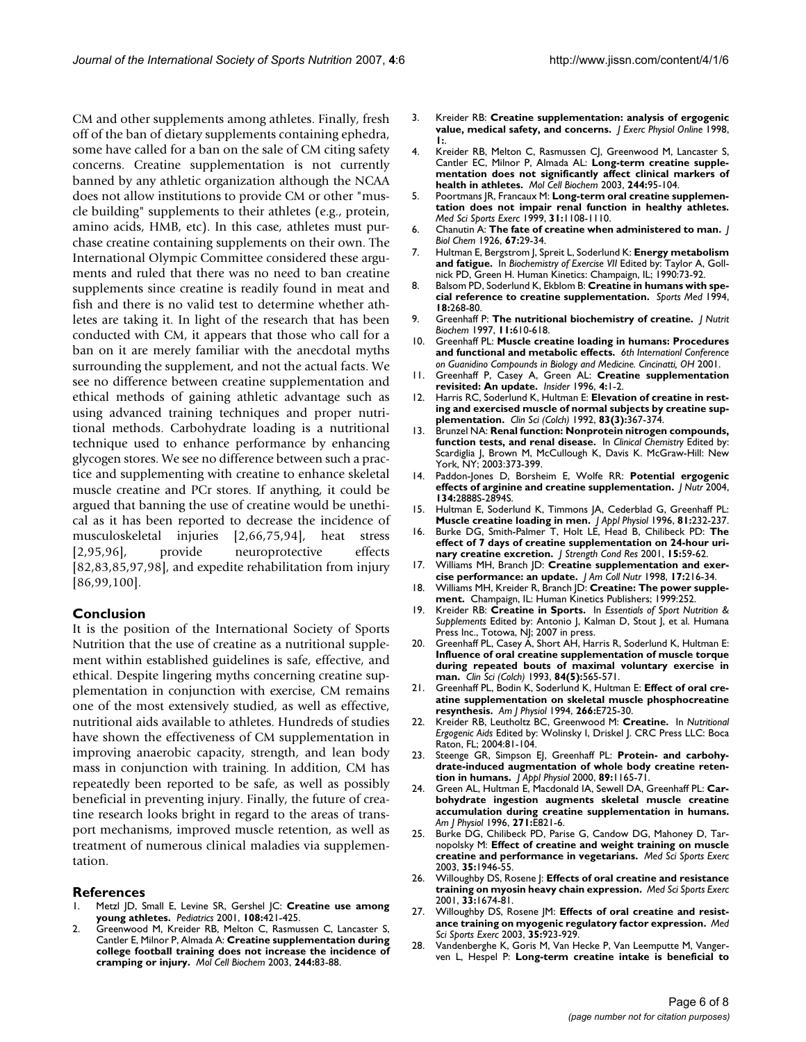CM and other supplements among athletes. Finally, fresh off of the ban of dietary supplements containing ephedra, some have called for a ban on the sale of CM citing safety concerns. Creatine supplementation is not currently banned by any athletic organization although the NCAA does not allow institutions to provide CM or other "muscle building" supplements to their athletes (e.g., protein, amino acids, HMB, etc). In this case, athletes must purchase creatine containing supplements on their own. The International Olympic Committee considered these arguments and ruled that there was no need to ban creatine supplements since creatine is readily found in meat and fish and there is no valid test to determine whether athletes are taking it. In light of the research that has been conducted with CM, it appears that those who call for a ban on it are merely familiar with the anecdotal myths surrounding the supplement, and not the actual facts. We see no difference between creatine supplementation and ethical methods of gaining athletic advantage such as using advanced training techniques and proper nutritional methods. Carbohydrate loading is a nutritional technique used to enhance performance by enhancing glycogen stores. We see no difference between such a practice and supplementing with creatine to enhance skeletal muscle creatine and PCr stores. If anything, it could be argued that banning the use of creatine would be unethical as it has been reported to decrease the incidence of musculoskeletal injuries [2,66,75,94], heat stress [2,95,96], provide neuroprotective effects [82,83,85,97,98], and expedite rehabilitation from injury [86,99,100].

## Conclusion

It is the position of the International Society of Sports Nutrition that the use of creatine as a nutritional supplement within established guidelines is safe, effective, and ethical. Despite lingering myths concerning creatine supplementation in conjunction with exercise, CM remains one of the most extensively studied, as well as effective, nutritional aids available to athletes. Hundreds of studies have shown the effectiveness of CM supplementation in improving anaerobic capacity, strength, and lean body mass in conjunction with training. In addition, CM has repeatedly been reported to be safe, as well as possibly beneficial in preventing injury. Finally, the future of creatine research looks bright in regard to the areas of transport mechanisms, improved muscle retention, as well as treatment of numerous clinical maladies via supplementation.

## References

1. Metzl JD, Small E, Levine SR, Gershel JC: **Creatine use among young athletes.** *Pediatrics* 2001, **108:**421-425.
2. Greenwood M, Kreider RB, Melton C, Rasmussen C, Lancaster S, Cantler E, Milnor P, Almada A: **Creatine supplementation during college football training does not increase the incidence of cramping or injury.** *Mol Cell Biochem* 2003, **244:**83-88.
3. Kreider RB: **Creatine supplementation: analysis of ergogenic value, medical safety, and concerns.** *J Exerc Physiol Online* 1998, **1:**.
4. Kreider RB, Melton C, Rasmussen CJ, Greenwood M, Lancaster S, Cantler EC, Milnor P, Almada AL: **Long-term creatine supplementation does not significantly affect clinical markers of health in athletes.** *Mol Cell Biochem* 2003, **244:**95-104.
5. Poortmans JR, Francaux M: **Long-term oral creatine supplementation does not impair renal function in healthy athletes.** *Med Sci Sports Exerc* 1999, **31:**1108-1110.
6. Chanutin A: **The fate of creatine when administered to man.** *J Biol Chem* 1926, **67:**29-34.
7. Hultman E, Bergstrom J, Spreit L, Soderlund K: **Energy metabolism and fatigue.** In *Biochemistry of Exercise VII* Edited by: Taylor A, Gollnick PD, Green H. Human Kinetics: Champaign, IL; 1990:73-92.
8. Balsom PD, Soderlund K, Ekblom B: **Creatine in humans with special reference to creatine supplementation.** *Sports Med* 1994, **18:**268-80.
9. Greenhaff P: **The nutritional biochemistry of creatine.** *J Nutrit Biochem* 1997, **11:**610-618.
10. Greenhaff PL: **Muscle creatine loading in humans: Procedures and functional and metabolic effects.** *6th Internationl Conference on Guanidino Compounds in Biology and Medicine. Cincinatti, OH* 2001.
11. Greenhaff P, Casey A, Green AL: **Creatine supplementation revisited: An update.** *Insider* 1996, **4:**1-2.
12. Harris RC, Soderlund K, Hultman E: **Elevation of creatine in resting and exercised muscle of normal subjects by creatine supplementation.** *Clin Sci (Colch)* 1992, **83(3):**367-374.
13. Brunzel NA: **Renal function: Nonprotein nitrogen compounds, function tests, and renal disease.** In *Clinical Chemistry* Edited by: Scardiglia J, Brown M, McCullough K, Davis K. McGraw-Hill: New York, NY; 2003:373-399.
14. Paddon-Jones D, Borsheim E, Wolfe RR: **Potential ergogenic effects of arginine and creatine supplementation.** *J Nutr* 2004, **134:**2888S-2894S.
15. Hultman E, Soderlund K, Timmons JA, Cederblad G, Greenhaff PL: **Muscle creatine loading in men.** *J Appl Physiol* 1996, **81:**232-237.
16. Burke DG, Smith-Palmer T, Holt LE, Head B, Chilibeck PD: **The effect of 7 days of creatine supplementation on 24-hour urinary creatine excretion.** *J Strength Cond Res* 2001, **15:**59-62.
17. Williams MH, Branch JD: **Creatine supplementation and exercise performance: an update.** *J Am Coll Nutr* 1998, **17:**216-34.
18. Williams MH, Kreider R, Branch JD: **Creatine: The power supplement.** Champaign, IL: Human Kinetics Publishers; 1999:252.
19. Kreider RB: **Creatine in Sports.** In *Essentials of Sport Nutrition & Supplements* Edited by: Antonio J, Kalman D, Stout J, et al. Humana Press Inc., Totowa, NJ; 2007 in press.
20. Greenhaff PL, Casey A, Short AH, Harris R, Soderlund K, Hultman E: **Influence of oral creatine supplementation of muscle torque during repeated bouts of maximal voluntary exercise in man.** *Clin Sci (Colch)* 1993, **84(5):**565-571.
21. Greenhaff PL, Bodin K, Soderlund K, Hultman E: **Effect of oral creatine supplementation on skeletal muscle phosphocreatine resynthesis.** *Am J Physiol* 1994, **266:**E725-30.
22. Kreider RB, Leutholtz BC, Greenwood M: **Creatine.** In *Nutritional Ergogenic Aids* Edited by: Wolinsky I, Driskel J. CRC Press LLC: Boca Raton, FL; 2004:81-104.
23. Steenge GR, Simpson EJ, Greenhaff PL: **Protein- and carbohydrate-induced augmentation of whole body creatine retention in humans.** *J Appl Physiol* 2000, **89:**1165-71.
24. Green AL, Hultman E, Macdonald IA, Sewell DA, Greenhaff PL: **Carbohydrate ingestion augments skeletal muscle creatine accumulation during creatine supplementation in humans.** *Am J Physiol* 1996, **271:**E821-6.
25. Burke DG, Chilibeck PD, Parise G, Candow DG, Mahoney D, Tarnopolsky M: **Effect of creatine and weight training on muscle creatine and performance in vegetarians.** *Med Sci Sports Exerc* 2003, **35:**1946-55.
26. Willoughby DS, Rosene J: **Effects of oral creatine and resistance training on myosin heavy chain expression.** *Med Sci Sports Exerc* 2001, **33:**1674-81.
27. Willoughby DS, Rosene JM: **Effects of oral creatine and resistance training on myogenic regulatory factor expression.** *Med Sci Sports Exerc* 2003, **35:**923-929.
28. Vandenberghe K, Goris M, Van Hecke P, Van Leemputte M, Vangerven L, Hespel P: **Long-term creatine intake is beneficial to**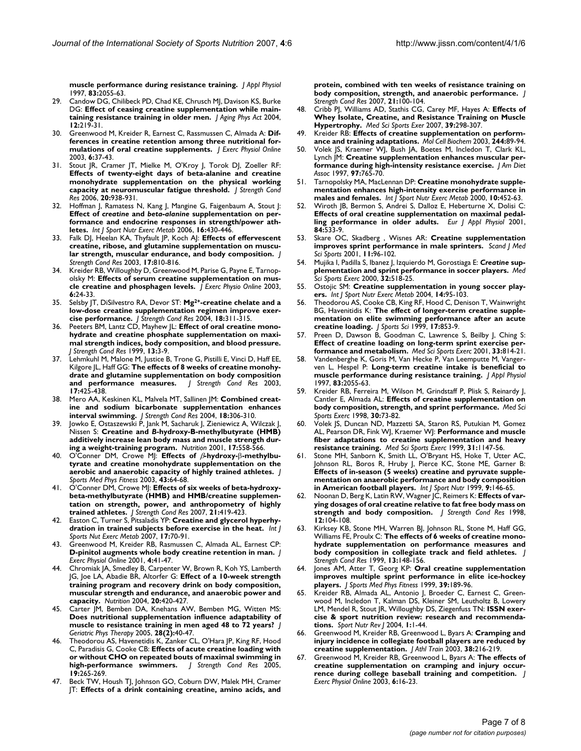**muscle performance during resistance training.** *J Appl Physiol* 1997, **83:**2055-63.

29. Candow DG, Chilibeck PD, Chad KE, Chrusch MJ, Davison KS, Burke DG: **Effect of ceasing creatine supplementation while maintaining resistance training in older men.** *J Aging Phys Act* 2004, **12:**219-31.
30. Greenwood M, Kreider R, Earnest C, Rassmussen C, Almada A: **Differences in creatine retention among three nutritional formulations of oral creatine supplements.** *J Exerc Physiol Online* 2003, **6:**37-43.
31. Stout JR, Cramer JT, Mielke M, O'Kroy J, Torok DJ, Zoeller RF: **Effects of twenty-eight days of beta-alanine and creatine monohydrate supplementation on the physical working capacity at neuromuscular fatigue threshold.** *J Strength Cond Res* 2006, **20:**938-931.
32. Hoffman J, Ramatess N, Kang J, Mangine G, Faigenbaum A, Stout J: **Effect of *creatine* and *beta-alanine* supplementation on performance and endocrine responses in strength/power athletes.** *Int J Sport Nutr Exerc Metab* 2006, **16:**430-446.
33. Falk DJ, Heelan KA, Thyfault JP, Koch AJ: **Effects of effervescent creatine, ribose, and glutamine supplementation on muscular strength, muscular endurance, and body composition.** *J Strength Cond Res* 2003, **17:**810-816.
34. Kreider RB, Willoughby D, Greenwood M, Parise G, Payne E, Tarnopolsky M: **Effects of serum creatine supplementation on muscle creatine and phosphagen levels.** *J Exerc Physio Online* 2003, **6:**24-33.
35. Selsby JT, DiSilvestro RA, Devor ST: **$Mg^{2+}$-creatine chelate and a low-dose creatine supplementation regimen improve exercise performance.** *J Strength Cond Res* 2004, **18:**311-315.
36. Peeters BM, Lantz CD, Mayhew JL: **Effect of oral creatine monohydrate and creatine phosphate supplementation on maximal strength indices, body composition, and blood pressure.** *J Strength Cond Res* 1999, **13:**3-9.
37. Lehmkuhl M, Malone M, Justice B, Trone G, Pistilli E, Vinci D, Haff EE, Kilgore JL, Haff GG: **The effects of 8 weeks of creatine monohydrate and glutamine supplementation on body composition and performance measures.** *J Strength Cond Res* 2003, **17:**425-438.
38. Mero AA, Keskinen KL, Malvela MT, Sallinen JM: **Combined creatine and sodium bicarbonate supplementation enhances interval swimming.** *J Strength Cond Res* 2004, **18:**306-310.
39. Jowko E, Ostaszewski P, Jank M, Sacharuk J, Zieniewicz A, Wilczak J, Nissen S: **Creatine and *B*-hydroxy-B-methylbutyrate (HMB) additively increase lean body mass and muscle strength during a weight-training program.** *Nutrition* 2001, **17:**558-566.
40. O'Conner DM, Crowe MJ: **Effects of $\beta$-hydroxy-$\beta$-methylbutyrate and creatine monohydrate supplementation on the aerobic and anaerobic capacity of highly trained athletes.** *J Sports Med Phys Fitness* 2003, **43:**64-68.
41. O'Conner DM, Crowe MJ: **Effects of six weeks of beta-hydroxy-beta-methylbutyrate (HMB) and HMB/creatine supplementation on strength, power, and anthropometry of highly trained athletes.** *J Strength Cond Res* 2007, **21:**419-423.
42. Easton C, Turner S, Pitsaladis YP: **Creatine and glycerol hyperhydration in trained subjects before exercise in the heat.** *Int J Sports Nut Exerc Metab* 2007, **17:**70-91.
43. Greenwood M, Kreider RB, Rasmussen C, Almada AL, Earnest CP: **D-pinitol augments whole body creatine retention in man.** *J Exerc Physiol Online* 2001, **4:**41-47.
44. Chromiak JA, Smedley B, Carpenter W, Brown R, Koh YS, Lamberth JG, Joe LA, Abadie BR, Altorfer G: **Effect of a 10-week strength training program and recovery drink on body composition, muscular strength and endurance, and anaerobic power and capacity.** *Nutrition* 2004, **20:**420-427.
45. Carter JM, Bemben DA, Knehans AW, Bemben MG, Witten MS: **Does nutritional supplementation influence adaptability of muscle to resistance training in men aged 48 to 72 years?** *J Geriatric Phys Therapy* 2005, **28(2):**40-47.
46. Theodorou AS, Havenetidis K, Zanker CL, O'Hara JP, King RF, Hood C, Paradisis G, Cooke CB: **Effects of acute creatine loading with or without CHO on repeated bouts of maximal swimming in high-performance swimmers.** *J Strength Cond Res* 2005, **19:**265-269.
47. Beck TW, Housh TJ, Johnson GO, Coburn DW, Malek MH, Cramer JT: **Effects of a drink containing creatine, amino acids, and protein, combined with ten weeks of resistance training on body composition, strength, and anaerobic performance.** *J Strength Cond Res* 2007, **21:**100-104.
48. Cribb PJ, Williams AD, Stathis CG, Carey MF, Hayes A: **Effects of Whey Isolate, Creatine, and Resistance Training on Muscle Hypertrophy.** *Med Sci Sports Exer* 2007, **39:**298-307.
49. Kreider RB: **Effects of creatine supplementation on performance and training adaptations.** *Mol Cell Biochem* 2003, **244:**89-94.
50. Volek JS, Kraemer WJ, Bush JA, Boetes M, Incledon T, Clark KL, Lynch JM: **Creatine supplementation enhances muscular performance during high-intensity resistance exercise.** *J Am Diet Assoc* 1997, **97:**765-70.
51. Tarnopolsky MA, MacLennan DP: **Creatine monohydrate supplementation enhances high-intensity exercise performance in males and females.** *Int J Sport Nutr Exerc Metab* 2000, **10:**452-63.
52. Wiroth JB, Bermon S, Andrei S, Dalloz E, Heberturne X, Dolisi C: **Effects of oral creatine supplementation on maximal pedalling performance in older adults.** *Eur J Appl Physiol* 2001, **84:**533-9.
53. Skare OC, Skadberg , Wisnes AR: **Creatine supplementation improves sprint performance in male sprinters.** *Scand J Med Sci Sports* 2001, **11:**96-102.
54. Mujika I, Padilla S, Ibanez J, Izquierdo M, Gorostiaga E: ***Creatine* supplementation and sprint performance in soccer players.** *Med Sci Sports Exerc* 2000, **32:**518-25.
55. Ostojic SM: **Creatine supplementation in young soccer players.** *Int J Sport Nutr Exerc Metab* 2004, **14:**95-103.
56. Theodorou AS, Cooke CB, King RF, Hood C, Denison T, Wainwright BG, Havenitidis K: **The effect of longer-term creatine supplementation on elite swimming performance after an acute creatine loading.** *J Sports Sci* 1999, **17:**853-9.
57. Preen D, Dawson B, Goodman C, Lawrence S, Beilby J, Ching S: **Effect of creatine loading on long-term sprint exercise performance and metabolism.** *Med Sci Sports Exerc* 2001, **33:**814-21.
58. Vandenberghe K, Goris M, Van Hecke P, Van Leemputte M, Vangerven L, Hespel P: **Long-term creatine intake is beneficial to muscle performance during resistance training.** *J Appl Physiol* 1997, **83:**2055-63.
59. Kreider RB, Ferreira M, Wilson M, Grindstaff P, Plisk S, Reinardy J, Cantler E, Almada AL: **Effects of creatine supplementation on body composition, strength, and sprint performance.** *Med Sci Sports Exerc* 1998, **30:**73-82.
60. Volek JS, Duncan ND, Mazzetti SA, Staron RS, Putukian M, Gomez AL, Pearson DR, Fink WJ, Kraemer WJ: **Performance and muscle fiber adaptations to creatine supplementation and heavy resistance training.** *Med Sci Sports Exerc* 1999, **31:**1147-56.
61. Stone MH, Sanborn K, Smith LL, O'Bryant HS, Hoke T, Utter AC, Johnson RL, Boros R, Hruby J, Pierce KC, Stone ME, Garner B: **Effects of in-season (5 weeks) creatine and pyruvate supplementation on anaerobic performance and body composition in American football players.** *Int J Sport Nutr* 1999, **9:**146-65.
62. Noonan D, Berg K, Latin RW, Wagner JC, Reimers K: **Effects of varying dosages of oral creatine relative to fat free body mass on strength and body composition.** *J Strength Cond Res* 1998, **12:**104-108.
63. Kirksey KB, Stone MH, Warren BJ, Johnson RL, Stone M, Haff GG, Williams FE, Proulx C: **The effects of 6 weeks of creatine monohydrate supplementation on performance measures and body composition in collegiate track and field athletes.** *J Strength Cond Res* 1999, **13:**148-156.
64. Jones AM, Atter T, Georg KP: **Oral creatine supplementation improves multiple sprint performance in elite ice-hockey players.** *J Sports Med Phys Fitness* 1999, **39:**189-96.
65. Kreider RB, Almada AL, Antonio J, Broeder C, Earnest C, Greenwood M, Incledon T, Kalman DS, Kleiner SM, Leutholtz B, Lowery LM, Mendel R, Stout JR, Willoughby DS, Ziegenfuss TN: **ISSN exercise & sport nutrition review: research and recommendations.** *Sport Nutr Rev J* 2004, **1:**1-44.
66. Greenwood M, Kreider RB, Greenwood L, Byars A: **Cramping and injury incidence in collegiate football players are reduced by creatine supplementation.** *J Athl Train* 2003, **38:**216-219.
67. Greenwood M, Kreider RB, Greenwood L, Byars A: **The effects of creatine supplementation on cramping and injury occurrence during college baseball training and competition.** *J Exerc Physiol Online* 2003, **6:**16-23.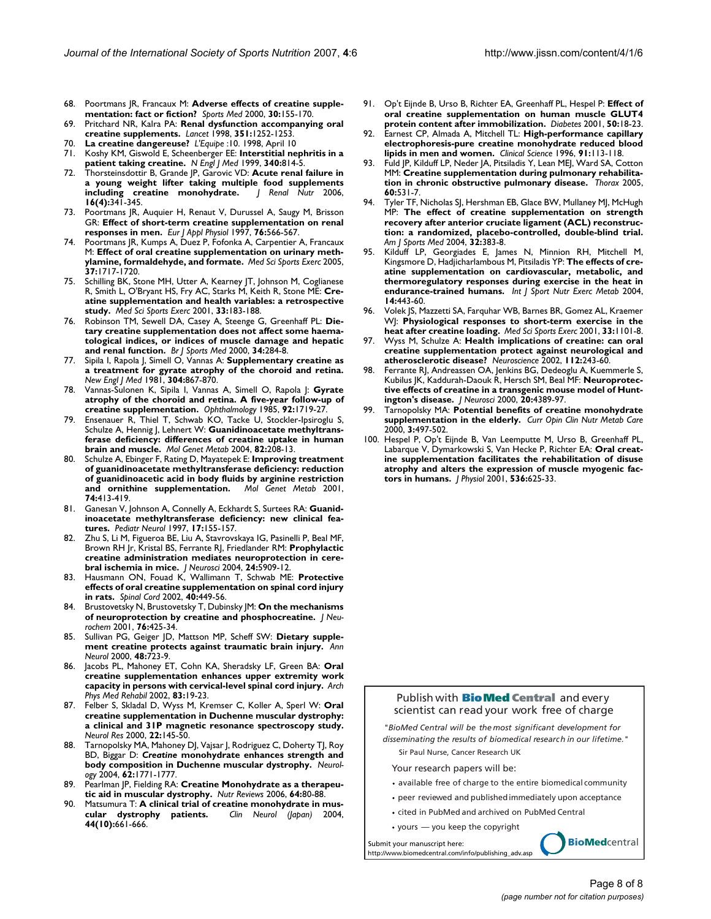68. Poortmans JR, Francaux M: **Adverse effects of creatine supplementation: fact or fiction?** *Sports Med* 2000, **30:**155-170.
69. Pritchard NR, Kalra PA: **Renal dysfunction accompanying oral creatine supplements.** *Lancet* 1998, **351:**1252-1253.
70. **La creatine dangereuse?** *L'Equipe* :10. 1998, April 10
71. Koshy KM, Giswold E, Scheenberger EE: **Interstitial nephritis in a patient taking creatine.** *N Engl J Med* 1999, **340:**814-5.
72. Thorsteinsdottir B, Grande JP, Garovic VD: **Acute renal failure in a young weight lifter taking multiple food supplements including creatine monohydrate.** *J Renal Nutr* 2006, **16(4):**341-345.
73. Poortmans JR, Auquier H, Renaut V, Durussel A, Saugy M, Brisson GR: **Effect of short-term creatine supplementation on renal responses in men.** *Eur J Appl Physiol* 1997, **76:**566-567.
74. Poortmans JR, Kumps A, Duez P, Fofonka A, Carpentier A, Francaux M: **Effect of oral creatine supplementation on urinary methylamine, formaldehyde, and formate.** *Med Sci Sports Exerc* 2005, **37:**1717-1720.
75. Schilling BK, Stone MH, Utter A, Kearney JT, Johnson M, Coglianese R, Smith L, O'Bryant HS, Fry AC, Starks M, Keith R, Stone ME: **Creatine supplementation and health variables: a retrospective study.** *Med Sci Sports Exerc* 2001, **33:**183-188.
76. Robinson TM, Sewell DA, Casey A, Steenge G, Greenhaff PL: **Dietary creatine supplementation does not affect some haematological indices, or indices of muscle damage and hepatic and renal function.** *Br J Sports Med* 2000, **34:**284-8.
77. Sipila I, Rapola J, Simell O, Vannas A: **Supplementary creatine as a treatment for gyrate atrophy of the choroid and retina.** *New Engl J Med* 1981, **304:**867-870.
78. Vannas-Sulonen K, Sipila I, Vannas A, Simell O, Rapola J: **Gyrate atrophy of the choroid and retina. A five-year follow-up of creatine supplementation.** *Ophthalmology* 1985, **92:**1719-27.
79. Ensenauer R, Thiel T, Schwab KO, Tacke U, Stockler-Ipsiroglu S, Schulze A, Hennig J, Lehnert W: **Guanidinoacetate methyltransferase deficiency: differences of creatine uptake in human brain and muscle.** *Mol Genet Metab* 2004, **82:**208-13.
80. Schulze A, Ebinger F, Rating D, Mayatepek E: **Improving treatment of guanidinoacetate methyltransferase deficiency: reduction of guanidinoacetic acid in body fluids by arginine restriction and ornithine supplementation.** *Mol Genet Metab* 2001, **74:**413-419.
81. Ganesan V, Johnson A, Connelly A, Eckhardt S, Surtees RA: **Guanidinoacetate methyltransferase deficiency: new clinical features.** *Pediatr Neurol* 1997, **17:**155-157.
82. Zhu S, Li M, Figueroa BE, Liu A, Stavrovskaya IG, Pasinelli P, Beal MF, Brown RH Jr, Kristal BS, Ferrante RJ, Friedlander RM: **Prophylactic creatine administration mediates neuroprotection in cerebral ischemia in mice.** *J Neurosci* 2004, **24:**5909-12.
83. Hausmann ON, Fouad K, Wallimann T, Schwab ME: **Protective effects of oral creatine supplementation on spinal cord injury in rats.** *Spinal Cord* 2002, **40:**449-56.
84. Brustovetsky N, Brustovetsky T, Dubinsky JM: **On the mechanisms of neuroprotection by creatine and phosphocreatine.** *J Neurochem* 2001, **76:**425-34.
85. Sullivan PG, Geiger JD, Mattson MP, Scheff SW: **Dietary supplement creatine protects against traumatic brain injury.** *Ann Neurol* 2000, **48:**723-9.
86. Jacobs PL, Mahoney ET, Cohn KA, Sheradsky LF, Green BA: **Oral creatine supplementation enhances upper extremity work capacity in persons with cervical-level spinal cord injury.** *Arch Phys Med Rehabil* 2002, **83:**19-23.
87. Felber S, Skladal D, Wyss M, Kremser C, Koller A, Sperl W: **Oral creatine supplementation in Duchenne muscular dystrophy: a clinical and 31P magnetic resonance spectroscopy study.** *Neurol Res* 2000, **22:**145-50.
88. Tarnopolsky MA, Mahoney DJ, Vajsar J, Rodriguez C, Doherty TJ, Roy BD, Biggar D: ***Creatine* monohydrate enhances strength and body composition in Duchenne muscular dystrophy.** *Neurology* 2004, **62:**1771-1777.
89. Pearlman JP, Fielding RA: **Creatine Monohydrate as a therapeutic aid in muscular dystrophy.** *Nutr Reviews* 2006, **64:**80-88.
90. Matsumura T: **A clinical trial of creatine monohydrate in muscular dystrophy patients.** *Clin Neurol (Japan)* 2004, **44(10):**661-666.
91. Op't Eijnde B, Urso B, Richter EA, Greenhaff PL, Hespel P: **Effect of oral creatine supplementation on human muscle GLUT4 protein content after immobilization.** *Diabetes* 2001, **50:**18-23.
92. Earnest CP, Almada A, Mitchell TL: **High-performance capillary electrophoresis-pure creatine monohydrate reduced blood lipids in men and women.** *Clinical Science* 1996, **91:**113-118.
93. Fuld JP, Kilduff LP, Neder JA, Pitsiladis Y, Lean MEJ, Ward SA, Cotton MM: **Creatine supplementation during pulmonary rehabilitation in chronic obstructive pulmonary disease.** *Thorax* 2005, **60:**531-7.
94. Tyler TF, Nicholas SJ, Hershman EB, Glace BW, Mullaney MJ, McHugh MP: **The effect of creatine supplementation on strength recovery after anterior cruciate ligament (ACL) reconstruction: a randomized, placebo-controlled, double-blind trial.** *Am J Sports Med* 2004, **32:**383-8.
95. Kilduff LP, Georgiades E, James N, Minnion RH, Mitchell M, Kingsmore D, Hadjicharlambous M, Pitsiladis YP: **The effects of creatine supplementation on cardiovascular, metabolic, and thermoregulatory responses during exercise in the heat in endurance-trained humans.** *Int J Sport Nutr Exerc Metab* 2004, **14:**443-60.
96. Volek JS, Mazzetti SA, Farquhar WB, Barnes BR, Gomez AL, Kraemer WJ: **Physiological responses to short-term exercise in the heat after creatine loading.** *Med Sci Sports Exerc* 2001, **33:**1101-8.
97. Wyss M, Schulze A: **Health implications of creatine: can oral creatine supplementation protect against neurological and atherosclerotic disease?** *Neuroscience* 2002, **112:**243-60.
98. Ferrante RJ, Andreassen OA, Jenkins BG, Dedeoglu A, Kuemmerle S, Kubilus JK, Kaddurah-Daouk R, Hersch SM, Beal MF: **Neuroprotective effects of creatine in a transgenic mouse model of Huntington's disease.** *J Neurosci* 2000, **20:**4389-97.
99. Tarnopolsky MA: **Potential benefits of creatine monohydrate supplementation in the elderly.** *Curr Opin Clin Nutr Metab Care* 2000, **3:**497-502.
100. Hespel P, Op't Eijnde B, Van Leemputte M, Urso B, Greenhaff PL, Labarque V, Dymarkowski S, Van Hecke P, Richter EA: **Oral creatine supplementation facilitates the rehabilitation of disuse atrophy and alters the expression of muscle myogenic factors in humans.** *J Physiol* 2001, **536:**625-33.

Publish with **BioMed Central** and every scientist can read your work free of charge

*"BioMed Central will be the most significant development for disseminating the results of biomedical research in our lifetime."*

Sir Paul Nurse, Cancer Research UK

Your research papers will be:

- available free of charge to the entire biomedical community
- peer reviewed and published immediately upon acceptance
- cited in PubMed and archived on PubMed Central
- yours — you keep the copyright

Submit your manuscript here:
http://www.biomedcentral.com/info/publishing_adv.asp

BioMedcentral